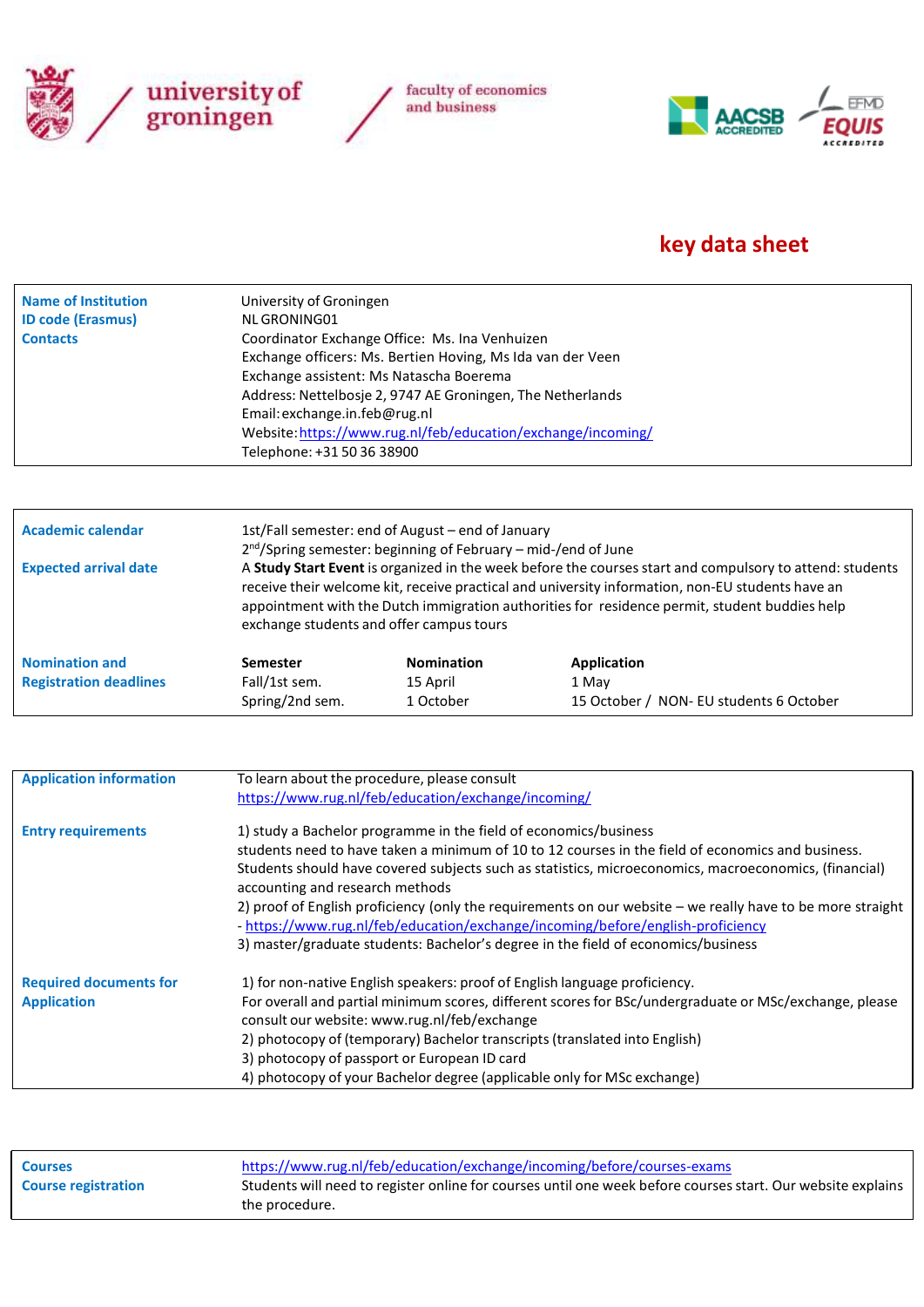university of groningen / faculty of economics and business

AACSB ACCREDITED · EFMD EQUIS ACCREDITED

# key data sheet

| | |
|---|---|
| **Name of Institution** | University of Groningen |
| **ID code (Erasmus)** | NL GRONING01 |
| **Contacts** | Coordinator Exchange Office: Ms. Ina Venhuizen<br>Exchange officers: Ms. Bertien Hoving, Ms Ida van der Veen<br>Exchange assistent: Ms Natascha Boerema<br>Address: Nettelbosje 2, 9747 AE Groningen, The Netherlands<br>Email: exchange.in.feb@rug.nl<br>Website: https://www.rug.nl/feb/education/exchange/incoming/<br>Telephone: +31 50 36 38900 |

| | | | |
|---|---|---|---|
| **Academic calendar** | 1st/Fall semester: end of August – end of January<br>2nd/Spring semester: beginning of February – mid-/end of June | | |
| **Expected arrival date** | A **Study Start Event** is organized in the week before the courses start and compulsory to attend: students receive their welcome kit, receive practical and university information, non-EU students have an appointment with the Dutch immigration authorities for residence permit, student buddies help exchange students and offer campus tours | | |
| **Nomination and Registration deadlines** | **Semester** | **Nomination** | **Application** |
| | Fall/1st sem. | 15 April | 1 May |
| | Spring/2nd sem. | 1 October | 15 October / NON- EU students 6 October |

| | |
|---|---|
| **Application information** | To learn about the procedure, please consult<br>https://www.rug.nl/feb/education/exchange/incoming/ |
| **Entry requirements** | 1) study a Bachelor programme in the field of economics/business<br>students need to have taken a minimum of 10 to 12 courses in the field of economics and business. Students should have covered subjects such as statistics, microeconomics, macroeconomics, (financial) accounting and research methods<br>2) proof of English proficiency (only the requirements on our website – we really have to be more straight - https://www.rug.nl/feb/education/exchange/incoming/before/english-proficiency<br>3) master/graduate students: Bachelor's degree in the field of economics/business |
| **Required documents for Application** | 1) for non-native English speakers: proof of English language proficiency.<br>For overall and partial minimum scores, different scores for BSc/undergraduate or MSc/exchange, please consult our website: www.rug.nl/feb/exchange<br>2) photocopy of (temporary) Bachelor transcripts (translated into English)<br>3) photocopy of passport or European ID card<br>4) photocopy of your Bachelor degree (applicable only for MSc exchange) |

| | |
|---|---|
| **Courses** | https://www.rug.nl/feb/education/exchange/incoming/before/courses-exams |
| **Course registration** | Students will need to register online for courses until one week before courses start. Our website explains the procedure. |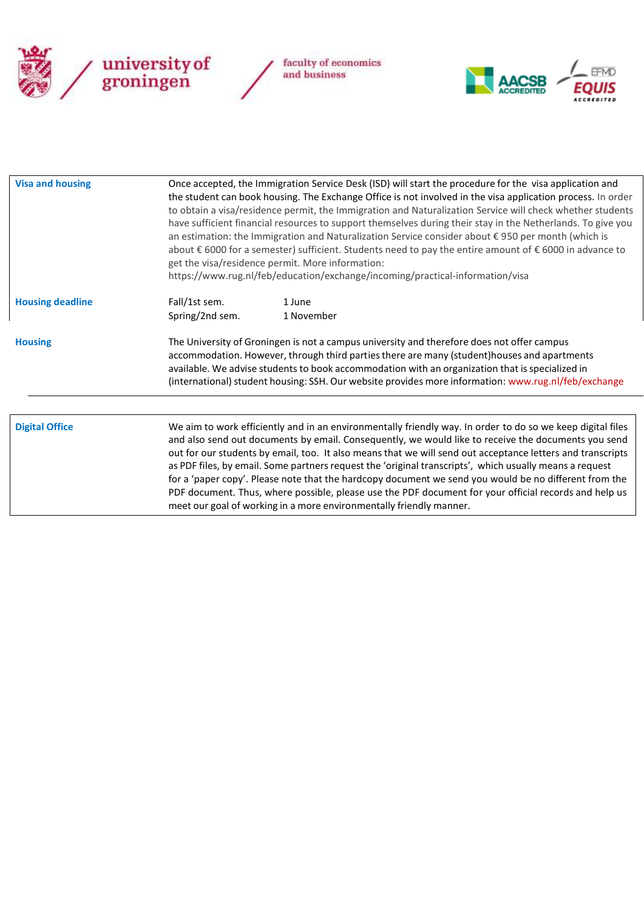| | |
|---|---|
| **Visa and housing** | Once accepted, the Immigration Service Desk (ISD) will start the procedure for the visa application and the student can book housing. The Exchange Office is not involved in the visa application process. In order to obtain a visa/residence permit, the Immigration and Naturalization Service will check whether students have sufficient financial resources to support themselves during their stay in the Netherlands. To give you an estimation: the Immigration and Naturalization Service consider about € 950 per month (which is about € 6000 for a semester) sufficient. Students need to pay the entire amount of € 6000 in advance to get the visa/residence permit. More information: https://www.rug.nl/feb/education/exchange/incoming/practical-information/visa |
| **Housing deadline** | Fall/1st sem. 1 June<br>Spring/2nd sem. 1 November |
| **Housing** | The University of Groningen is not a campus university and therefore does not offer campus accommodation. However, through third parties there are many (student)houses and apartments available. We advise students to book accommodation with an organization that is specialized in (international) student housing: SSH. Our website provides more information: www.rug.nl/feb/exchange |

| | |
|---|---|
| **Digital Office** | We aim to work efficiently and in an environmentally friendly way. In order to do so we keep digital files and also send out documents by email. Consequently, we would like to receive the documents you send out for our students by email, too. It also means that we will send out acceptance letters and transcripts as PDF files, by email. Some partners request the 'original transcripts', which usually means a request for a 'paper copy'. Please note that the hardcopy document we send you would be no different from the PDF document. Thus, where possible, please use the PDF document for your official records and help us meet our goal of working in a more environmentally friendly manner. |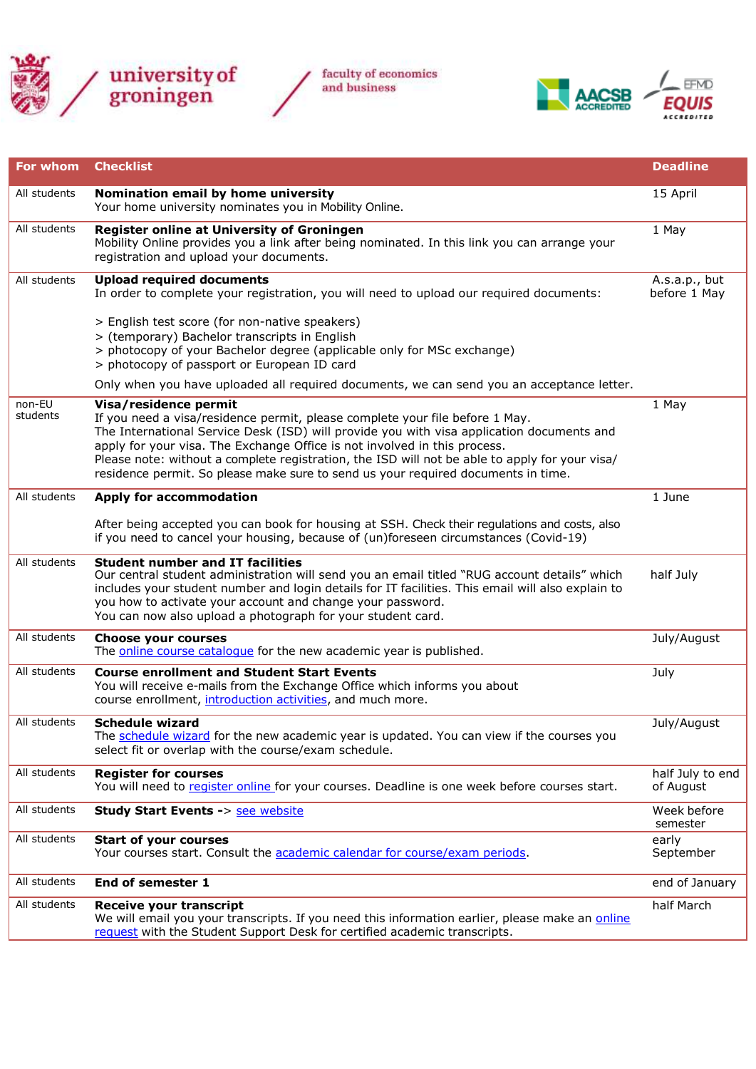university of groningen / faculty of economics and business

| For whom | Checklist | Deadline |
|---|---|---|
| All students | **Nomination email by home university**<br>Your home university nominates you in Mobility Online. | 15 April |
| All students | **Register online at University of Groningen**<br>Mobility Online provides you a link after being nominated. In this link you can arrange your registration and upload your documents. | 1 May |
| All students | **Upload required documents**<br>In order to complete your registration, you will need to upload our required documents:<br><br>> English test score (for non-native speakers)<br>> (temporary) Bachelor transcripts in English<br>> photocopy of your Bachelor degree (applicable only for MSc exchange)<br>> photocopy of passport or European ID card<br><br>Only when you have uploaded all required documents, we can send you an acceptance letter. | A.s.a.p., but before 1 May |
| non-EU students | **Visa/residence permit**<br>If you need a visa/residence permit, please complete your file before 1 May.<br>The International Service Desk (ISD) will provide you with visa application documents and apply for your visa. The Exchange Office is not involved in this process.<br>Please note: without a complete registration, the ISD will not be able to apply for your visa/ residence permit. So please make sure to send us your required documents in time. | 1 May |
| All students | **Apply for accommodation**<br><br>After being accepted you can book for housing at SSH. Check their regulations and costs, also if you need to cancel your housing, because of (un)foreseen circumstances (Covid-19) | 1 June |
| All students | **Student number and IT facilities**<br>Our central student administration will send you an email titled "RUG account details" which includes your student number and login details for IT facilities. This email will also explain to you how to activate your account and change your password.<br>You can now also upload a photograph for your student card. | half July |
| All students | **Choose your courses**<br>The online course catalogue for the new academic year is published. | July/August |
| All students | **Course enrollment and Student Start Events**<br>You will receive e-mails from the Exchange Office which informs you about course enrollment, introduction activities, and much more. | July |
| All students | **Schedule wizard**<br>The schedule wizard for the new academic year is updated. You can view if the courses you select fit or overlap with the course/exam schedule. | July/August |
| All students | **Register for courses**<br>You will need to register online for your courses. Deadline is one week before courses start. | half July to end of August |
| All students | **Study Start Events ->** see website | Week before semester |
| All students | **Start of your courses**<br>Your courses start. Consult the academic calendar for course/exam periods. | early September |
| All students | **End of semester 1** | end of January |
| All students | **Receive your transcript**<br>We will email you your transcripts. If you need this information earlier, please make an online request with the Student Support Desk for certified academic transcripts. | half March |